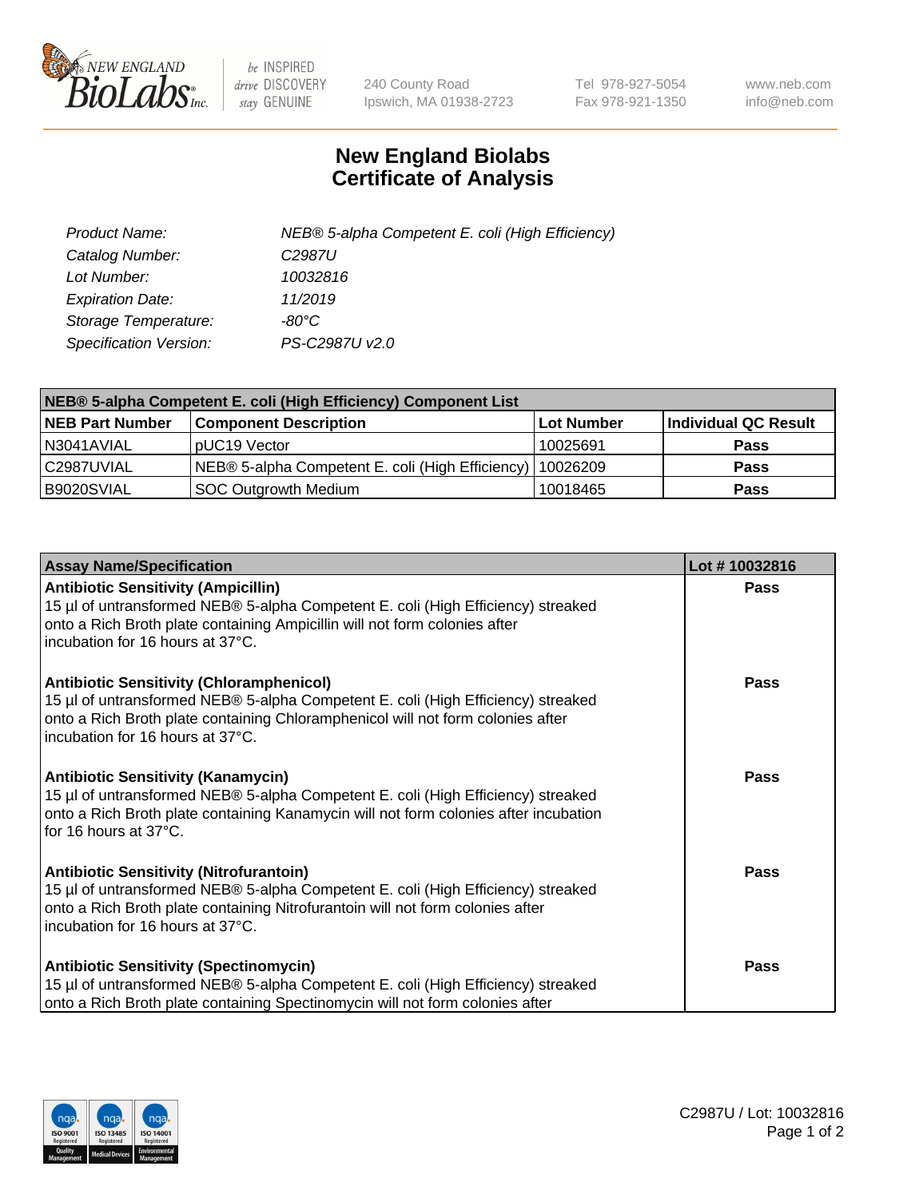New England BioLabs Inc. — be INSPIRED drive DISCOVERY stay GENUINE

240 County Road
Ipswich, MA 01938-2723

Tel 978-927-5054
Fax 978-921-1350

www.neb.com
info@neb.com

# New England Biolabs
# Certificate of Analysis

| | |
|---|---|
| *Product Name:* | *NEB® 5-alpha Competent E. coli (High Efficiency)* |
| *Catalog Number:* | *C2987U* |
| *Lot Number:* | *10032816* |
| *Expiration Date:* | *11/2019* |
| *Storage Temperature:* | *-80°C* |
| *Specification Version:* | *PS-C2987U v2.0* |

| **NEB® 5-alpha Competent E. coli (High Efficiency) Component List** | | | |
|---|---|---|---|
| **NEB Part Number** | **Component Description** | **Lot Number** | **Individual QC Result** |
| N3041AVIAL | pUC19 Vector | 10025691 | **Pass** |
| C2987UVIAL | NEB® 5-alpha Competent E. coli (High Efficiency) | 10026209 | **Pass** |
| B9020SVIAL | SOC Outgrowth Medium | 10018465 | **Pass** |

| **Assay Name/Specification** | **Lot # 10032816** |
|---|---|
| **Antibiotic Sensitivity (Ampicillin)** 15 µl of untransformed NEB® 5-alpha Competent E. coli (High Efficiency) streaked onto a Rich Broth plate containing Ampicillin will not form colonies after incubation for 16 hours at 37°C. | **Pass** |
| **Antibiotic Sensitivity (Chloramphenicol)** 15 µl of untransformed NEB® 5-alpha Competent E. coli (High Efficiency) streaked onto a Rich Broth plate containing Chloramphenicol will not form colonies after incubation for 16 hours at 37°C. | **Pass** |
| **Antibiotic Sensitivity (Kanamycin)** 15 µl of untransformed NEB® 5-alpha Competent E. coli (High Efficiency) streaked onto a Rich Broth plate containing Kanamycin will not form colonies after incubation for 16 hours at 37°C. | **Pass** |
| **Antibiotic Sensitivity (Nitrofurantoin)** 15 µl of untransformed NEB® 5-alpha Competent E. coli (High Efficiency) streaked onto a Rich Broth plate containing Nitrofurantoin will not form colonies after incubation for 16 hours at 37°C. | **Pass** |
| **Antibiotic Sensitivity (Spectinomycin)** 15 µl of untransformed NEB® 5-alpha Competent E. coli (High Efficiency) streaked onto a Rich Broth plate containing Spectinomycin will not form colonies after | **Pass** |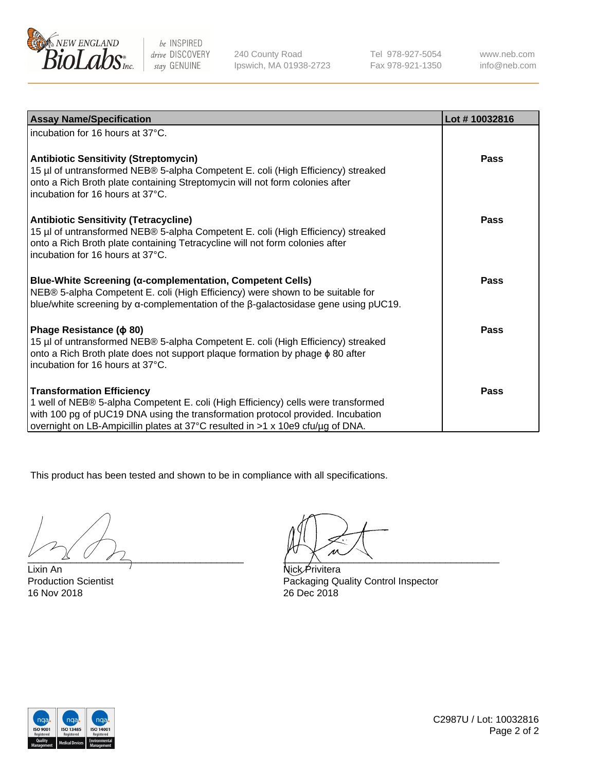| Assay Name/Specification | Lot # 10032816 |
| --- | --- |
| incubation for 16 hours at 37°C. | |
| **Antibiotic Sensitivity (Streptomycin)**<br>15 µl of untransformed NEB® 5-alpha Competent E. coli (High Efficiency) streaked onto a Rich Broth plate containing Streptomycin will not form colonies after incubation for 16 hours at 37°C. | Pass |
| **Antibiotic Sensitivity (Tetracycline)**<br>15 µl of untransformed NEB® 5-alpha Competent E. coli (High Efficiency) streaked onto a Rich Broth plate containing Tetracycline will not form colonies after incubation for 16 hours at 37°C. | Pass |
| **Blue-White Screening (α-complementation, Competent Cells)**<br>NEB® 5-alpha Competent E. coli (High Efficiency) were shown to be suitable for blue/white screening by α-complementation of the β-galactosidase gene using pUC19. | Pass |
| **Phage Resistance (ϕ 80)**<br>15 µl of untransformed NEB® 5-alpha Competent E. coli (High Efficiency) streaked onto a Rich Broth plate does not support plaque formation by phage ϕ 80 after incubation for 16 hours at 37°C. | Pass |
| **Transformation Efficiency**<br>1 well of NEB® 5-alpha Competent E. coli (High Efficiency) cells were transformed with 100 pg of pUC19 DNA using the transformation protocol provided. Incubation overnight on LB-Ampicillin plates at 37°C resulted in >1 x 10e9 cfu/µg of DNA. | Pass |

This product has been tested and shown to be in compliance with all specifications.

Lixin An
Production Scientist
16 Nov 2018

Nick Privitera
Packaging Quality Control Inspector
26 Dec 2018

C2987U / Lot: 10032816